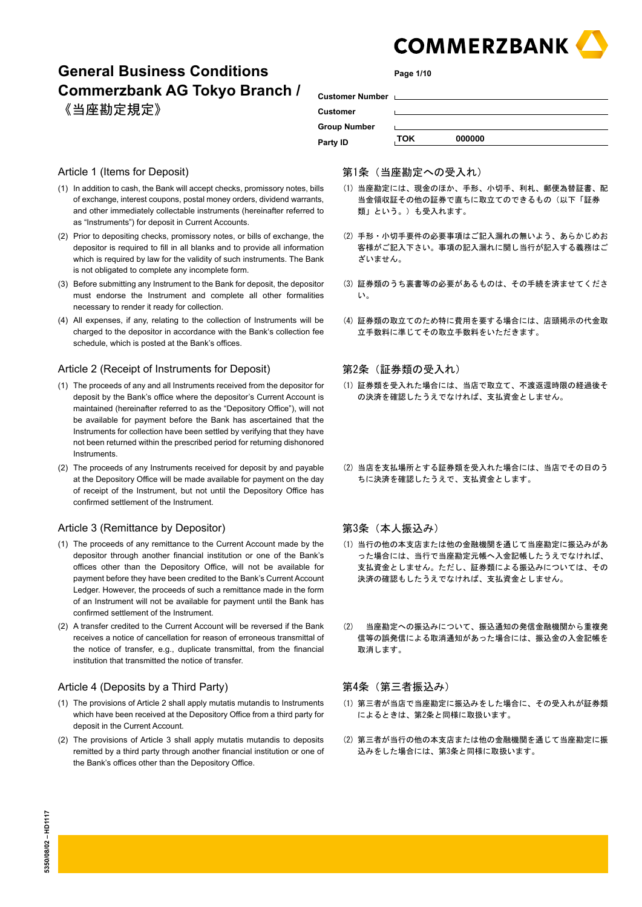# General Business Conditions Commerzbank AG Tokyo Branch / 《当座勘定規定》

| | | | |
|---|---|---|---|
| Customer Number | | | |
| Customer | | | |
| Group Number | | | |
| Party ID | TOK | 000000 | |

## Article 1 (Items for Deposit)

(1) In addition to cash, the Bank will accept checks, promissory notes, bills of exchange, interest coupons, postal money orders, dividend warrants, and other immediately collectable instruments (hereinafter referred to as "Instruments") for deposit in Current Accounts.

(2) Prior to depositing checks, promissory notes, or bills of exchange, the depositor is required to fill in all blanks and to provide all information which is required by law for the validity of such instruments. The Bank is not obligated to complete any incomplete form.

(3) Before submitting any Instrument to the Bank for deposit, the depositor must endorse the Instrument and complete all other formalities necessary to render it ready for collection.

(4) All expenses, if any, relating to the collection of Instruments will be charged to the depositor in accordance with the Bank's collection fee schedule, which is posted at the Bank's offices.

## Article 2 (Receipt of Instruments for Deposit)

(1) The proceeds of any and all Instruments received from the depositor for deposit by the Bank's office where the depositor's Current Account is maintained (hereinafter referred to as the "Depository Office"), will not be available for payment before the Bank has ascertained that the Instruments for collection have been settled by verifying that they have not been returned within the prescribed period for returning dishonored Instruments.

(2) The proceeds of any Instruments received for deposit by and payable at the Depository Office will be made available for payment on the day of receipt of the Instrument, but not until the Depository Office has confirmed settlement of the Instrument.

## Article 3 (Remittance by Depositor)

(1) The proceeds of any remittance to the Current Account made by the depositor through another financial institution or one of the Bank's offices other than the Depository Office, will not be available for payment before they have been credited to the Bank's Current Account Ledger. However, the proceeds of such a remittance made in the form of an Instrument will not be available for payment until the Bank has confirmed settlement of the Instrument.

(2) A transfer credited to the Current Account will be reversed if the Bank receives a notice of cancellation for reason of erroneous transmittal of the notice of transfer, e.g., duplicate transmittal, from the financial institution that transmitted the notice of transfer.

## Article 4 (Deposits by a Third Party)

(1) The provisions of Article 2 shall apply mutatis mutandis to Instruments which have been received at the Depository Office from a third party for deposit in the Current Account.

(2) The provisions of Article 3 shall apply mutatis mutandis to deposits remitted by a third party through another financial institution or one of the Bank's offices other than the Depository Office.

## 第1条（当座勘定への受入れ）

(1) 当座勘定には、現金のほか、手形、小切手、利札、郵便為替証書、配当金領収証その他の証券で直ちに取立てのできるもの（以下「証券類」という。）も受入れます。

(2) 手形・小切手要件の必要事項はご記入漏れの無いよう、あらかじめお客様がご記入下さい。事項の記入漏れに関し当行が記入する義務はございません。

(3) 証券類のうち裏書等の必要があるものは、その手続を済ませてください。

(4) 証券類の取立てのため特に費用を要する場合には、店頭掲示の代金取立手数料に準じてその取立手数料をいただきます。

## 第2条（証券類の受入れ）

(1) 証券類を受入れた場合には、当店で取立て、不渡返還時限の経過後その決済を確認したうえでなければ、支払資金としません。

(2) 当店を支払場所とする証券類を受入れた場合には、当店でその日のうちに決済を確認したうえで、支払資金とします。

## 第3条（本人振込み）

(1) 当行の他の本支店または他の金融機関を通じて当座勘定に振込みがあった場合には、当行で当座勘定元帳へ入金記帳したうえでなければ、支払資金としません。ただし、証券類による振込みについては、その決済の確認もしたうえでなければ、支払資金としません。

(2) 当座勘定への振込みについて、振込通知の発信金融機関から重複発信等の誤発信による取消通知があった場合には、振込金の入金記帳を取消します。

## 第4条（第三者振込み）

(1) 第三者が当店で当座勘定に振込みをした場合に、その受入れが証券類によるときは、第2条と同様に取扱います。

(2) 第三者が当行の他の本支店または他の金融機関を通じて当座勘定に振込みをした場合には、第3条と同様に取扱います。

5350/08/02 – HD1117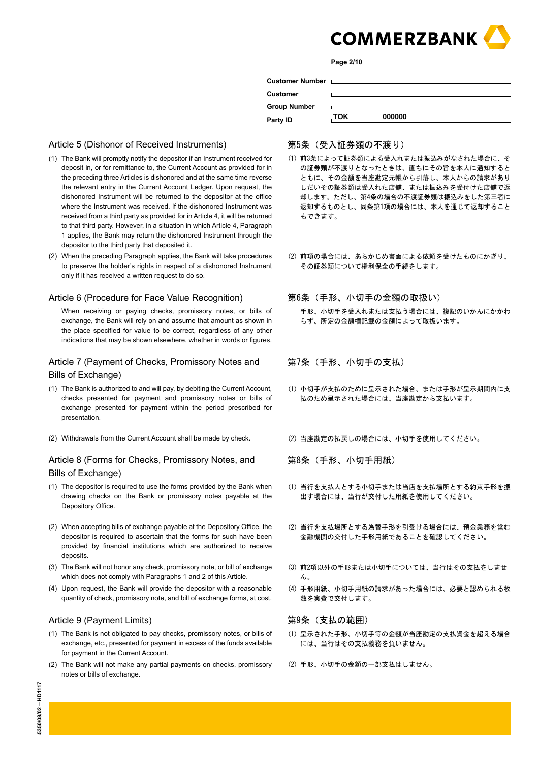| | |
|---|---|
| Customer Number | |
| Customer | |
| Group Number | |
| Party ID | TOK 000000 |

## Article 5 (Dishonor of Received Instruments)

(1) The Bank will promptly notify the depositor if an Instrument received for deposit in, or for remittance to, the Current Account as provided for in the preceding three Articles is dishonored and at the same time reverse the relevant entry in the Current Account Ledger. Upon request, the dishonored Instrument will be returned to the depositor at the office where the Instrument was received. If the dishonored Instrument was received from a third party as provided for in Article 4, it will be returned to that third party. However, in a situation in which Article 4, Paragraph 1 applies, the Bank may return the dishonored Instrument through the depositor to the third party that deposited it.

(2) When the preceding Paragraph applies, the Bank will take procedures to preserve the holder's rights in respect of a dishonored Instrument only if it has received a written request to do so.

## 第5条（受入証券類の不渡り）

(1) 前3条によって証券類による受入れまたは振込みがなされた場合に、その証券類が不渡りとなったときは、直ちにその旨を本人に通知するとともに、その金額を当座勘定元帳から引落し、本人からの請求がありしだいその証券類は受入れた店舗、または振込みを受付けた店舗で返却します。ただし、第4条の場合の不渡証券類は振込みをした第三者に返却するものとし、同条第1項の場合には、本人を通じて返却することもできます。

(2) 前項の場合には、あらかじめ書面による依頼を受けたものにかぎり、その証券類について権利保全の手続をします。

## Article 6 (Procedure for Face Value Recognition)

When receiving or paying checks, promissory notes, or bills of exchange, the Bank will rely on and assume that amount as shown in the place specified for value to be correct, regardless of any other indications that may be shown elsewhere, whether in words or figures.

## 第6条（手形、小切手の金額の取扱い）

手形、小切手を受入れまたは支払う場合には、複記のいかんにかかわらず、所定の金額欄記載の金額によって取扱います。

## Article 7 (Payment of Checks, Promissory Notes and Bills of Exchange)

(1) The Bank is authorized to and will pay, by debiting the Current Account, checks presented for payment and promissory notes or bills of exchange presented for payment within the period prescribed for presentation.

(2) Withdrawals from the Current Account shall be made by check.

## 第7条（手形、小切手の支払）

(1) 小切手が支払のために呈示された場合、または手形が呈示期間内に支払のため呈示された場合には、当座勘定から支払います。

(2) 当座勘定の払戻しの場合には、小切手を使用してください。

## Article 8 (Forms for Checks, Promissory Notes, and Bills of Exchange)

(1) The depositor is required to use the forms provided by the Bank when drawing checks on the Bank or promissory notes payable at the Depository Office.

(2) When accepting bills of exchange payable at the Depository Office, the depositor is required to ascertain that the forms for such have been provided by financial institutions which are authorized to receive deposits.

(3) The Bank will not honor any check, promissory note, or bill of exchange which does not comply with Paragraphs 1 and 2 of this Article.

(4) Upon request, the Bank will provide the depositor with a reasonable quantity of check, promissory note, and bill of exchange forms, at cost.

## 第8条（手形、小切手用紙）

(1) 当行を支払人とする小切手または当店を支払場所とする約束手形を振出す場合には、当行が交付した用紙を使用してください。

(2) 当行を支払場所とする為替手形を引受ける場合には、預金業務を営む金融機関の交付した手形用紙であることを確認してください。

(3) 前2項以外の手形または小切手については、当行はその支払をしません。

(4) 手形用紙、小切手用紙の請求があった場合には、必要と認められる枚数を実費で交付します。

## Article 9 (Payment Limits)

(1) The Bank is not obligated to pay checks, promissory notes, or bills of exchange, etc., presented for payment in excess of the funds available for payment in the Current Account.

(2) The Bank will not make any partial payments on checks, promissory notes or bills of exchange.

## 第9条（支払の範囲）

(1) 呈示された手形、小切手等の金額が当座勘定の支払資金を超える場合には、当行はその支払義務を負いません。

(2) 手形、小切手の金額の一部支払はしません。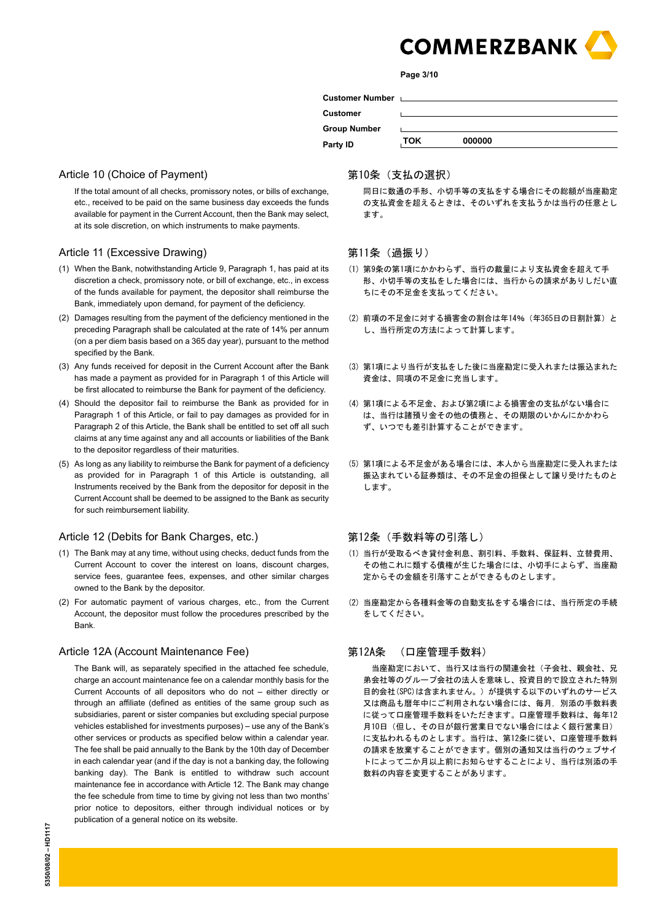| Customer Number | |
|---|---|
| Customer | |
| Group Number | |
| Party ID | TOK 000000 |

## Article 10 (Choice of Payment)

If the total amount of all checks, promissory notes, or bills of exchange, etc., received to be paid on the same business day exceeds the funds available for payment in the Current Account, then the Bank may select, at its sole discretion, on which instruments to make payments.

## 第10条（支払の選択）

同日に数通の手形、小切手等の支払をする場合にその総額が当座勘定の支払資金を超えるときは、そのいずれを支払うかは当行の任意とします。

## Article 11 (Excessive Drawing)

(1) When the Bank, notwithstanding Article 9, Paragraph 1, has paid at its discretion a check, promissory note, or bill of exchange, etc., in excess of the funds available for payment, the depositor shall reimburse the Bank, immediately upon demand, for payment of the deficiency.

(2) Damages resulting from the payment of the deficiency mentioned in the preceding Paragraph shall be calculated at the rate of 14% per annum (on a per diem basis based on a 365 day year), pursuant to the method specified by the Bank.

(3) Any funds received for deposit in the Current Account after the Bank has made a payment as provided for in Paragraph 1 of this Article will be first allocated to reimburse the Bank for payment of the deficiency.

(4) Should the depositor fail to reimburse the Bank as provided for in Paragraph 1 of this Article, or fail to pay damages as provided for in Paragraph 2 of this Article, the Bank shall be entitled to set off all such claims at any time against any and all accounts or liabilities of the Bank to the depositor regardless of their maturities.

(5) As long as any liability to reimburse the Bank for payment of a deficiency as provided for in Paragraph 1 of this Article is outstanding, all Instruments received by the Bank from the depositor for deposit in the Current Account shall be deemed to be assigned to the Bank as security for such reimbursement liability.

## 第11条（過振り）

(1) 第9条の第1項にかかわらず、当行の裁量により支払資金を超えて手形、小切手等の支払をした場合には、当行からの請求がありしだい直ちにその不足金を支払ってください。

(2) 前項の不足金に対する損害金の割合は年14%（年365日の日割計算）とし、当行所定の方法によって計算します。

(3) 第1項により当行が支払をした後に当座勘定に受入れまたは振込まれた資金は、同項の不足金に充当します。

(4) 第1項による不足金、および第2項による損害金の支払がない場合には、当行は諸預り金その他の債務と、その期限のいかんにかかわらず、いつでも差引計算することができます。

(5) 第1項による不足金がある場合には、本人から当座勘定に受入れまたは振込まれている証券類は、その不足金の担保として譲り受けたものとします。

## Article 12 (Debits for Bank Charges, etc.)

(1) The Bank may at any time, without using checks, deduct funds from the Current Account to cover the interest on loans, discount charges, service fees, guarantee fees, expenses, and other similar charges owned to the Bank by the depositor.

(2) For automatic payment of various charges, etc., from the Current Account, the depositor must follow the procedures prescribed by the Bank.

## 第12条（手数料等の引落し）

(1) 当行が受取るべき貸付金利息、割引料、手数料、保証料、立替費用、その他これに類する債権が生じた場合には、小切手によらず、当座勘定からその金額を引落すことができるものとします。

(2) 当座勘定から各種料金等の自動支払をする場合には、当行所定の手続をしてください。

## Article 12A (Account Maintenance Fee)

The Bank will, as separately specified in the attached fee schedule, charge an account maintenance fee on a calendar monthly basis for the Current Accounts of all depositors who do not – either directly or through an affiliate (defined as entities of the same group such as subsidiaries, parent or sister companies but excluding special purpose vehicles established for investments purposes) – use any of the Bank's other services or products as specified below within a calendar year. The fee shall be paid annually to the Bank by the 10th day of December in each calendar year (and if the day is not a banking day, the following banking day). The Bank is entitled to withdraw such account maintenance fee in accordance with Article 12. The Bank may change the fee schedule from time to time by giving not less than two months' prior notice to depositors, either through individual notices or by publication of a general notice on its website.

## 第12A条　（口座管理手数料）

当座勘定において、当行又は当行の関連会社（子会社、親会社、兄弟会社等のグループ会社の法人を意味し、投資目的で設立された特別目的会社(SPC)は含まれません。）が提供する以下のいずれのサービス又は商品も暦年中にご利用されない場合には、毎月，別添の手数料表に従って口座管理手数料をいただきます。口座管理手数料は、毎年12月10日（但し、その日が銀行営業日でない場合にはよく銀行営業日）に支払われるものとします。当行は、第12条に従い、口座管理手数料の請求を放棄することができます。個別の通知又は当行のウェブサイトによって二か月以上前にお知らせすることにより、当行は別添の手数料の内容を変更することがあります。

5350/08/02 – HD1117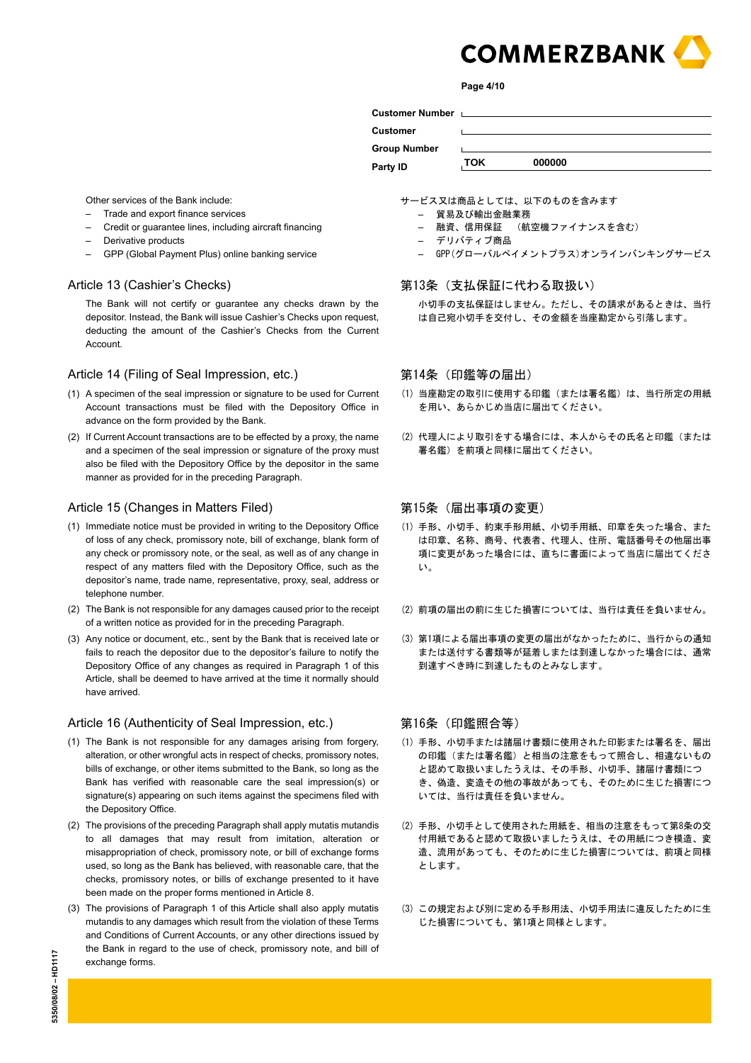| Customer Number | |
|---|---|
| Customer | |
| Group Number | |
| Party ID | TOK 000000 |

Other services of the Bank include:

- Trade and export finance services
- Credit or guarantee lines, including aircraft financing
- Derivative products
- GPP (Global Payment Plus) online banking service

サービス又は商品としては、以下のものを含みます

- 貿易及び輸出金融業務
- 融資、信用保証　（航空機ファイナンスを含む）
- デリバティブ商品
- GPP(グローバルペイメントプラス)オンラインバンキングサービス

## Article 13 (Cashier's Checks)

The Bank will not certify or guarantee any checks drawn by the depositor. Instead, the Bank will issue Cashier's Checks upon request, deducting the amount of the Cashier's Checks from the Current Account.

## 第13条（支払保証に代わる取扱い）

小切手の支払保証はしません。ただし、その請求があるときは、当行は自己宛小切手を交付し、その金額を当座勘定から引落します。

## Article 14 (Filing of Seal Impression, etc.)

(1) A specimen of the seal impression or signature to be used for Current Account transactions must be filed with the Depository Office in advance on the form provided by the Bank.

(2) If Current Account transactions are to be effected by a proxy, the name and a specimen of the seal impression or signature of the proxy must also be filed with the Depository Office by the depositor in the same manner as provided for in the preceding Paragraph.

## 第14条（印鑑等の届出）

(1) 当座勘定の取引に使用する印鑑（または署名鑑）は、当行所定の用紙を用い、あらかじめ当店に届出てください。

(2) 代理人により取引をする場合には、本人からその氏名と印鑑（または署名鑑）を前項と同様に届出てください。

## Article 15 (Changes in Matters Filed)

(1) Immediate notice must be provided in writing to the Depository Office of loss of any check, promissory note, bill of exchange, blank form of any check or promissory note, or the seal, as well as of any change in respect of any matters filed with the Depository Office, such as the depositor's name, trade name, representative, proxy, seal, address or telephone number.

(2) The Bank is not responsible for any damages caused prior to the receipt of a written notice as provided for in the preceding Paragraph.

(3) Any notice or document, etc., sent by the Bank that is received late or fails to reach the depositor due to the depositor's failure to notify the Depository Office of any changes as required in Paragraph 1 of this Article, shall be deemed to have arrived at the time it normally should have arrived.

## 第15条（届出事項の変更）

(1) 手形、小切手、約束手形用紙、小切手用紙、印章を失った場合、または印章、名称、商号、代表者、代理人、住所、電話番号その他届出事項に変更があった場合には、直ちに書面によって当店に届出てください。

(2) 前項の届出の前に生じた損害については、当行は責任を負いません。

(3) 第1項による届出事項の変更の届出がなかったために、当行からの通知または送付する書類等が延着しまたは到達しなかった場合には、通常到達すべき時に到達したものとみなします。

## Article 16 (Authenticity of Seal Impression, etc.)

(1) The Bank is not responsible for any damages arising from forgery, alteration, or other wrongful acts in respect of checks, promissory notes, bills of exchange, or other items submitted to the Bank, so long as the Bank has verified with reasonable care the seal impression(s) or signature(s) appearing on such items against the specimens filed with the Depository Office.

(2) The provisions of the preceding Paragraph shall apply mutatis mutandis to all damages that may result from imitation, alteration or misappropriation of check, promissory note, or bill of exchange forms used, so long as the Bank has believed, with reasonable care, that the checks, promissory notes, or bills of exchange presented to it have been made on the proper forms mentioned in Article 8.

(3) The provisions of Paragraph 1 of this Article shall also apply mutatis mutandis to any damages which result from the violation of these Terms and Conditions of Current Accounts, or any other directions issued by the Bank in regard to the use of check, promissory note, and bill of exchange forms.

## 第16条（印鑑照合等）

(1) 手形、小切手または諸届け書類に使用された印影または署名を、届出の印鑑（または署名鑑）と相当の注意をもって照合し、相違ないものと認めて取扱いましたうえは、その手形、小切手、諸届け書類につき、偽造、変造その他の事故があっても、そのために生じた損害については、当行は責任を負いません。

(2) 手形、小切手として使用された用紙を、相当の注意をもって第8条の交付用紙であると認めて取扱いましたうえは、その用紙につき模造、変造、流用があっても、そのために生じた損害については、前項と同様とします。

(3) この規定および別に定める手形用法、小切手用法に違反したために生じた損害についても、第1項と同様とします。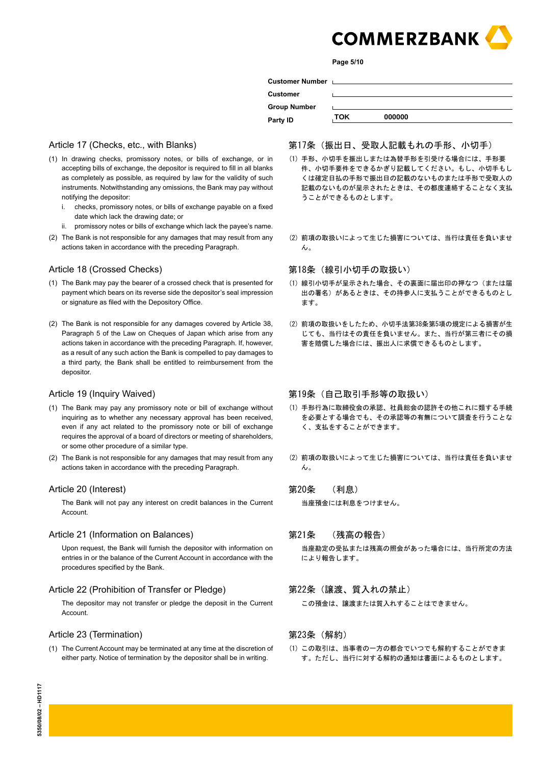COMMERZBANK

| | |
|---|---|
| Customer Number | |
| Customer | |
| Group Number | |
| Party ID | TOK 000000 |

## Article 17 (Checks, etc., with Blanks)

(1) In drawing checks, promissory notes, or bills of exchange, or in accepting bills of exchange, the depositor is required to fill in all blanks as completely as possible, as required by law for the validity of such instruments. Notwithstanding any omissions, the Bank may pay without notifying the depositor:

i. checks, promissory notes, or bills of exchange payable on a fixed date which lack the drawing date; or

ii. promissory notes or bills of exchange which lack the payee's name.

(2) The Bank is not responsible for any damages that may result from any actions taken in accordance with the preceding Paragraph.

## 第17条（振出日、受取人記載もれの手形、小切手）

(1) 手形、小切手を振出しまたは為替手形を引受ける場合には、手形要件、小切手要件をできるかぎり記載してください。もし、小切手もしくは確定日払の手形で振出日の記載のないものまたは手形で受取人の記載のないものが呈示されたときは、その都度連絡することなく支払うことができるものとします。

(2) 前項の取扱いによって生じた損害については、当行は責任を負いません。

## Article 18 (Crossed Checks)

(1) The Bank may pay the bearer of a crossed check that is presented for payment which bears on its reverse side the depositor's seal impression or signature as filed with the Depository Office.

(2) The Bank is not responsible for any damages covered by Article 38, Paragraph 5 of the Law on Cheques of Japan which arise from any actions taken in accordance with the preceding Paragraph. If, however, as a result of any such action the Bank is compelled to pay damages to a third party, the Bank shall be entitled to reimbursement from the depositor.

## 第18条（線引小切手の取扱い）

(1) 線引小切手が呈示された場合、その裏面に届出印の押なつ（または届出の署名）があるときは、その持参人に支払うことができるものとします。

(2) 前項の取扱いをしたため、小切手法第38条第5項の規定による損害が生じても、当行はその責任を負いません。また、当行が第三者にその損害を賠償した場合には、振出人に求償できるものとします。

## Article 19 (Inquiry Waived)

(1) The Bank may pay any promissory note or bill of exchange without inquiring as to whether any necessary approval has been received, even if any act related to the promissory note or bill of exchange requires the approval of a board of directors or meeting of shareholders, or some other procedure of a similar type.

(2) The Bank is not responsible for any damages that may result from any actions taken in accordance with the preceding Paragraph.

## 第19条（自己取引手形等の取扱い）

(1) 手形行為に取締役会の承認、社員総会の認許その他これに類する手続を必要とする場合でも、その承認等の有無について調査を行うことなく、支払をすることができます。

(2) 前項の取扱いによって生じた損害については、当行は責任を負いません。

## Article 20 (Interest)

The Bank will not pay any interest on credit balances in the Current Account.

## 第20条　（利息）

当座預金には利息をつけません。

## Article 21 (Information on Balances)

Upon request, the Bank will furnish the depositor with information on entries in or the balance of the Current Account in accordance with the procedures specified by the Bank.

## 第21条　（残高の報告）

当座勘定の受払または残高の照会があった場合には、当行所定の方法により報告します。

## Article 22 (Prohibition of Transfer or Pledge)

The depositor may not transfer or pledge the deposit in the Current Account.

## 第22条（譲渡、質入れの禁止）

この預金は、譲渡または質入れすることはできません。

## Article 23 (Termination)

(1) The Current Account may be terminated at any time at the discretion of either party. Notice of termination by the depositor shall be in writing.

## 第23条（解約）

(1) この取引は、当事者の一方の都合でいつでも解約することができます。ただし、当行に対する解約の通知は書面によるものとします。

5350/08/02 – HD1117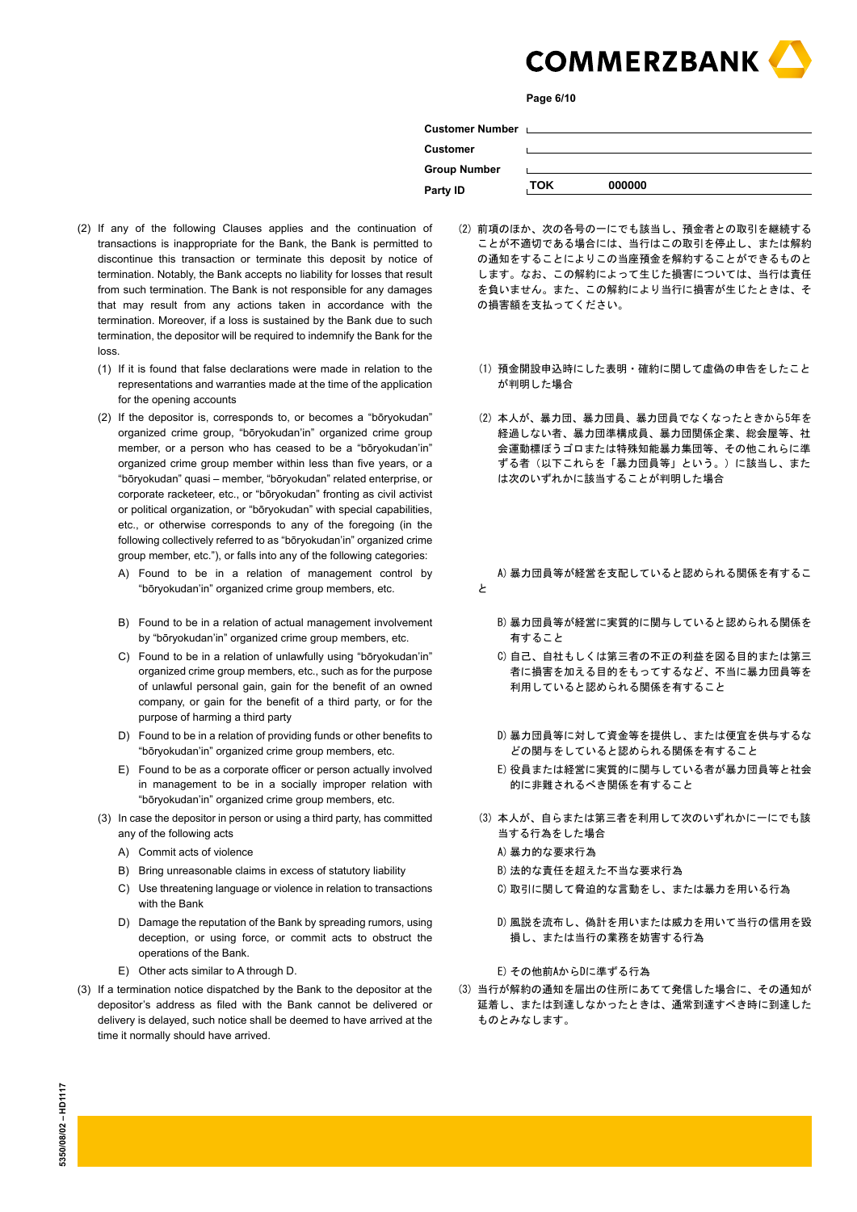| | |
|---|---|
| **Customer Number** | |
| **Customer** | |
| **Group Number** | |
| **Party ID** | TOK 000000 |

(2) If any of the following Clauses applies and the continuation of transactions is inappropriate for the Bank, the Bank is permitted to discontinue this transaction or terminate this deposit by notice of termination. Notably, the Bank accepts no liability for losses that result from such termination. The Bank is not responsible for any damages that may result from any actions taken in accordance with the termination. Moreover, if a loss is sustained by the Bank due to such termination, the depositor will be required to indemnify the Bank for the loss.

(1) If it is found that false declarations were made in relation to the representations and warranties made at the time of the application for the opening accounts

(2) If the depositor is, corresponds to, or becomes a "bōryokudan" organized crime group, "bōryokudan'in" organized crime group member, or a person who has ceased to be a "bōryokudan'in" organized crime group member within less than five years, or a "bōryokudan" quasi – member, "bōryokudan" related enterprise, or corporate racketeer, etc., or "bōryokudan" fronting as civil activist or political organization, or "bōryokudan" with special capabilities, etc., or otherwise corresponds to any of the foregoing (in the following collectively referred to as "bōryokudan'in" organized crime group member, etc."), or falls into any of the following categories:

A) Found to be in a relation of management control by "bōryokudan'in" organized crime group members, etc.

B) Found to be in a relation of actual management involvement by "bōryokudan'in" organized crime group members, etc.

C) Found to be in a relation of unlawfully using "bōryokudan'in" organized crime group members, etc., such as for the purpose of unlawful personal gain, gain for the benefit of an owned company, or gain for the benefit of a third party, or for the purpose of harming a third party

D) Found to be in a relation of providing funds or other benefits to "bōryokudan'in" organized crime group members, etc.

E) Found to be as a corporate officer or person actually involved in management to be in a socially improper relation with "bōryokudan'in" organized crime group members, etc.

(3) In case the depositor in person or using a third party, has committed any of the following acts

A) Commit acts of violence

B) Bring unreasonable claims in excess of statutory liability

C) Use threatening language or violence in relation to transactions with the Bank

D) Damage the reputation of the Bank by spreading rumors, using deception, or using force, or commit acts to obstruct the operations of the Bank.

E) Other acts similar to A through D.

(3) If a termination notice dispatched by the Bank to the depositor at the depositor's address as filed with the Bank cannot be delivered or delivery is delayed, such notice shall be deemed to have arrived at the time it normally should have arrived.

(2) 前項のほか、次の各号の一にでも該当し、預金者との取引を継続することが不適切である場合には、当行はこの取引を停止し、または解約の通知をすることによりこの当座預金を解約することができるものとします。なお、この解約によって生じた損害については、当行は責任を負いません。また、この解約により当行に損害が生じたときは、その損害額を支払ってください。

(1) 預金開設申込時にした表明・確約に関して虚偽の申告をしたことが判明した場合

(2) 本人が、暴力団、暴力団員、暴力団員でなくなったときから5年を経過しない者、暴力団準構成員、暴力団関係企業、総会屋等、社会運動標ぼうゴロまたは特殊知能暴力集団等、その他これらに準ずる者（以下これらを「暴力団員等」という。）に該当し、または次のいずれかに該当することが判明した場合

A) 暴力団員等が経営を支配していると認められる関係を有すること

B) 暴力団員等が経営に実質的に関与していると認められる関係を有すること

C) 自己、自社もしくは第三者の不正の利益を図る目的または第三者に損害を加える目的をもってするなど、不当に暴力団員等を利用していると認められる関係を有すること

D) 暴力団員等に対して資金等を提供し、または便宜を供与するなどの関与をしていると認められる関係を有すること

E) 役員または経営に実質的に関与している者が暴力団員等と社会的に非難されるべき関係を有すること

(3) 本人が、自らまたは第三者を利用して次のいずれかに一にでも該当する行為をした場合

A) 暴力的な要求行為

B) 法的な責任を超えた不当な要求行為

C) 取引に関して脅迫的な言動をし、または暴力を用いる行為

D) 風説を流布し、偽計を用いまたは威力を用いて当行の信用を毀損し、または当行の業務を妨害する行為

E) その他前AからDに準ずる行為

(3) 当行が解約の通知を届出の住所にあてて発信した場合に、その通知が延着し、または到達しなかったときは、通常到達すべき時に到達したものとみなします。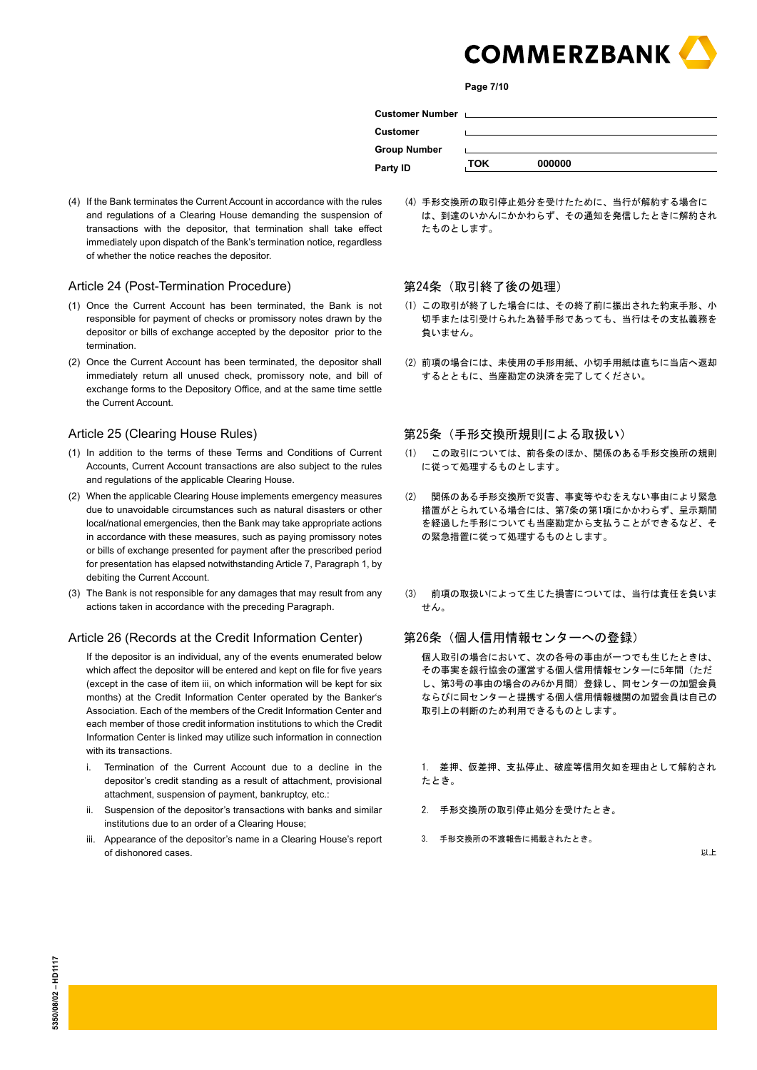| | |
|---|---|
| **Customer Number** | |
| **Customer** | |
| **Group Number** | |
| **Party ID** | TOK 000000 |

(4) If the Bank terminates the Current Account in accordance with the rules and regulations of a Clearing House demanding the suspension of transactions with the depositor, that termination shall take effect immediately upon dispatch of the Bank's termination notice, regardless of whether the notice reaches the depositor.

(4) 手形交換所の取引停止処分を受けたために、当行が解約する場合には、到達のいかんにかかわらず、その通知を発信したときに解約されたものとします。

## Article 24 (Post-Termination Procedure)

(1) Once the Current Account has been terminated, the Bank is not responsible for payment of checks or promissory notes drawn by the depositor or bills of exchange accepted by the depositor prior to the termination.

(2) Once the Current Account has been terminated, the depositor shall immediately return all unused check, promissory note, and bill of exchange forms to the Depository Office, and at the same time settle the Current Account.

## 第24条（取引終了後の処理）

(1) この取引が終了した場合には、その終了前に振出された約束手形、小切手または引受けられた為替手形であっても、当行はその支払義務を負いません。

(2) 前項の場合には、未使用の手形用紙、小切手用紙は直ちに当店へ返却するとともに、当座勘定の決済を完了してください。

## Article 25 (Clearing House Rules)

(1) In addition to the terms of these Terms and Conditions of Current Accounts, Current Account transactions are also subject to the rules and regulations of the applicable Clearing House.

(2) When the applicable Clearing House implements emergency measures due to unavoidable circumstances such as natural disasters or other local/national emergencies, then the Bank may take appropriate actions in accordance with these measures, such as paying promissory notes or bills of exchange presented for payment after the prescribed period for presentation has elapsed notwithstanding Article 7, Paragraph 1, by debiting the Current Account.

(3) The Bank is not responsible for any damages that may result from any actions taken in accordance with the preceding Paragraph.

## 第25条（手形交換所規則による取扱い）

(1)　この取引については、前各条のほか、関係のある手形交換所の規則に従って処理するものとします。

(2)　関係のある手形交換所で災害、事変等やむをえない事由により緊急措置がとられている場合には、第7条の第1項にかかわらず、呈示期間を経過した手形についても当座勘定から支払うことができるなど、その緊急措置に従って処理するものとします。

(3)　前項の取扱いによって生じた損害については、当行は責任を負いません。

## Article 26 (Records at the Credit Information Center)

If the depositor is an individual, any of the events enumerated below which affect the depositor will be entered and kept on file for five years (except in the case of item iii, on which information will be kept for six months) at the Credit Information Center operated by the Banker's Association. Each of the members of the Credit Information Center and each member of those credit information institutions to which the Credit Information Center is linked may utilize such information in connection with its transactions.

i. Termination of the Current Account due to a decline in the depositor's credit standing as a result of attachment, provisional attachment, suspension of payment, bankruptcy, etc.:

ii. Suspension of the depositor's transactions with banks and similar institutions due to an order of a Clearing House;

iii. Appearance of the depositor's name in a Clearing House's report of dishonored cases.

## 第26条（個人信用情報センターへの登録）

個人取引の場合において、次の各号の事由が一つでも生じたときは、その事実を銀行協会の運営する個人信用情報センターに5年間（ただし、第3号の事由の場合のみ6か月間）登録し、同センターの加盟会員ならびに同センターと提携する個人信用情報機関の加盟会員は自己の取引上の判断のため利用できるものとします。

1.　差押、仮差押、支払停止、破産等信用欠如を理由として解約されたとき。

2.　手形交換所の取引停止処分を受けたとき。

3.　手形交換所の不渡報告に掲載されたとき。

以上

5350/08/02 – HD1117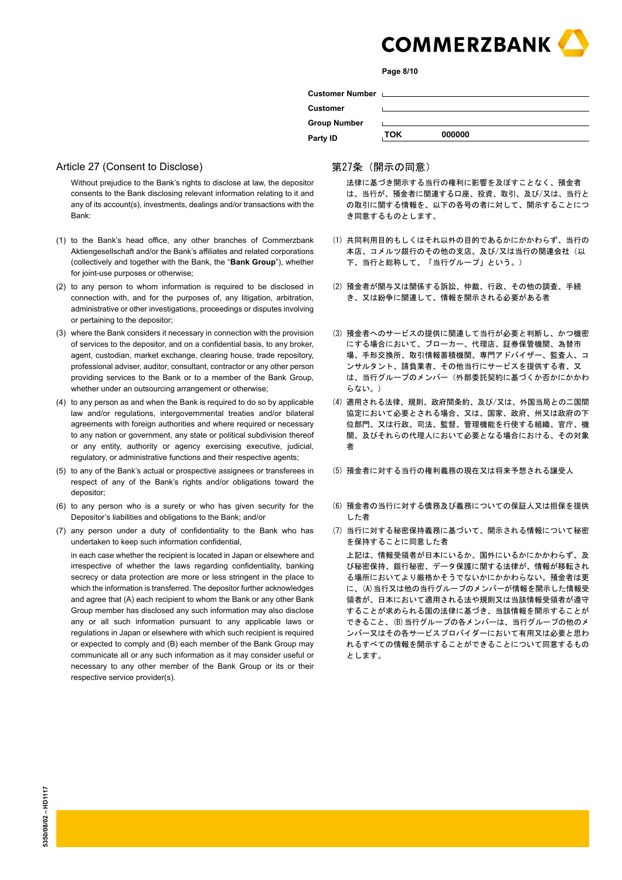| Customer Number | |
| --- | --- |
| Customer | |
| Group Number | |
| Party ID | TOK 000000 |

## Article 27 (Consent to Disclose)

Without prejudice to the Bank's rights to disclose at law, the depositor consents to the Bank disclosing relevant information relating to it and any of its account(s), investments, dealings and/or transactions with the Bank:

(1) to the Bank's head office, any other branches of Commerzbank Aktiengesellschaft and/or the Bank's affiliates and related corporations (collectively and together with the Bank, the "**Bank Group**"), whether for joint-use purposes or otherwise;

(2) to any person to whom information is required to be disclosed in connection with, and for the purposes of, any litigation, arbitration, administrative or other investigations, proceedings or disputes involving or pertaining to the depositor;

(3) where the Bank considers it necessary in connection with the provision of services to the depositor, and on a confidential basis, to any broker, agent, custodian, market exchange, clearing house, trade repository, professional adviser, auditor, consultant, contractor or any other person providing services to the Bank or to a member of the Bank Group, whether under an outsourcing arrangement or otherwise;

(4) to any person as and when the Bank is required to do so by applicable law and/or regulations, intergovernmental treaties and/or bilateral agreements with foreign authorities and where required or necessary to any nation or government, any state or political subdivision thereof or any entity, authority or agency exercising executive, judicial, regulatory, or administrative functions and their respective agents;

(5) to any of the Bank's actual or prospective assignees or transferees in respect of any of the Bank's rights and/or obligations toward the depositor;

(6) to any person who is a surety or who has given security for the Depositor's liabilities and obligations to the Bank; and/or

(7) any person under a duty of confidentiality to the Bank who has undertaken to keep such information confidential,

in each case whether the recipient is located in Japan or elsewhere and irrespective of whether the laws regarding confidentiality, banking secrecy or data protection are more or less stringent in the place to which the information is transferred. The depositor further acknowledges and agree that (A) each recipient to whom the Bank or any other Bank Group member has disclosed any such information may also disclose any or all such information pursuant to any applicable laws or regulations in Japan or elsewhere with which such recipient is required or expected to comply and (B) each member of the Bank Group may communicate all or any such information as it may consider useful or necessary to any other member of the Bank Group or its or their respective service provider(s).

## 第27条（開示の同意）

法律に基づき開示する当行の権利に影響を及ぼすことなく、預金者は、当行が、預金者に関連する口座、投資、取引、及び/又は、当行との取引に関する情報を、以下の各号の者に対して、開示することにつき同意するものとします。

(1) 共同利用目的もしくはそれ以外の目的であるかにかかわらず、当行の本店、コメルツ銀行のその他の支店、及び/又は当行の関連会社（以下、当行と総称して、「当行グループ」という。）

(2) 預金者が関与又は関係する訴訟、仲裁、行政、その他の調査、手続き、又は紛争に関連して、情報を開示される必要がある者

(3) 預金者へのサービスの提供に関連して当行が必要と判断し、かつ機密にする場合において、ブローカー、代理店、証券保管機関、為替市場、手形交換所、取引情報蓄積機関、専門アドバイザー、監査人、コンサルタント、請負業者、その他当行にサービスを提供する者、又は、当行グループのメンバー（外部委託契約に基づくか否かにかかわらない。）

(4) 適用される法律、規則、政府間条約、及び/又は、外国当局との二国間協定において必要とされる場合、又は、国家、政府、州又は政府の下位部門、又は行政、司法、監督、管理機能を行使する組織、官庁、機関、及びそれらの代理人において必要となる場合における、その対象者

(5) 預金者に対する当行の権利義務の現在又は将来予想される譲受人

(6) 預金者の当行に対する債務及び義務についての保証人又は担保を提供した者

(7) 当行に対する秘密保持義務に基づいて、開示される情報について秘密を保持することに同意した者

上記は、情報受領者が日本にいるか、国外にいるかにかかわらず、及び秘密保持、銀行秘密、データ保護に関する法律が、情報が移転される場所においてより厳格かそうでないかにかかわらない。預金者は更に、(A)当行又は他の当行グループのメンバーが情報を開示した情報受領者が、日本において適用される法や規則又は当該情報受領者が遵守することが求められる国の法律に基づき、当該情報を開示することができること、(B)当行グループの各メンバーは、当行グループの他のメンバー又はその各サービスプロバイダーにおいて有用又は必要と思われるすべての情報を開示することができることについて同意するものとします。

5350/08/02 – HD1117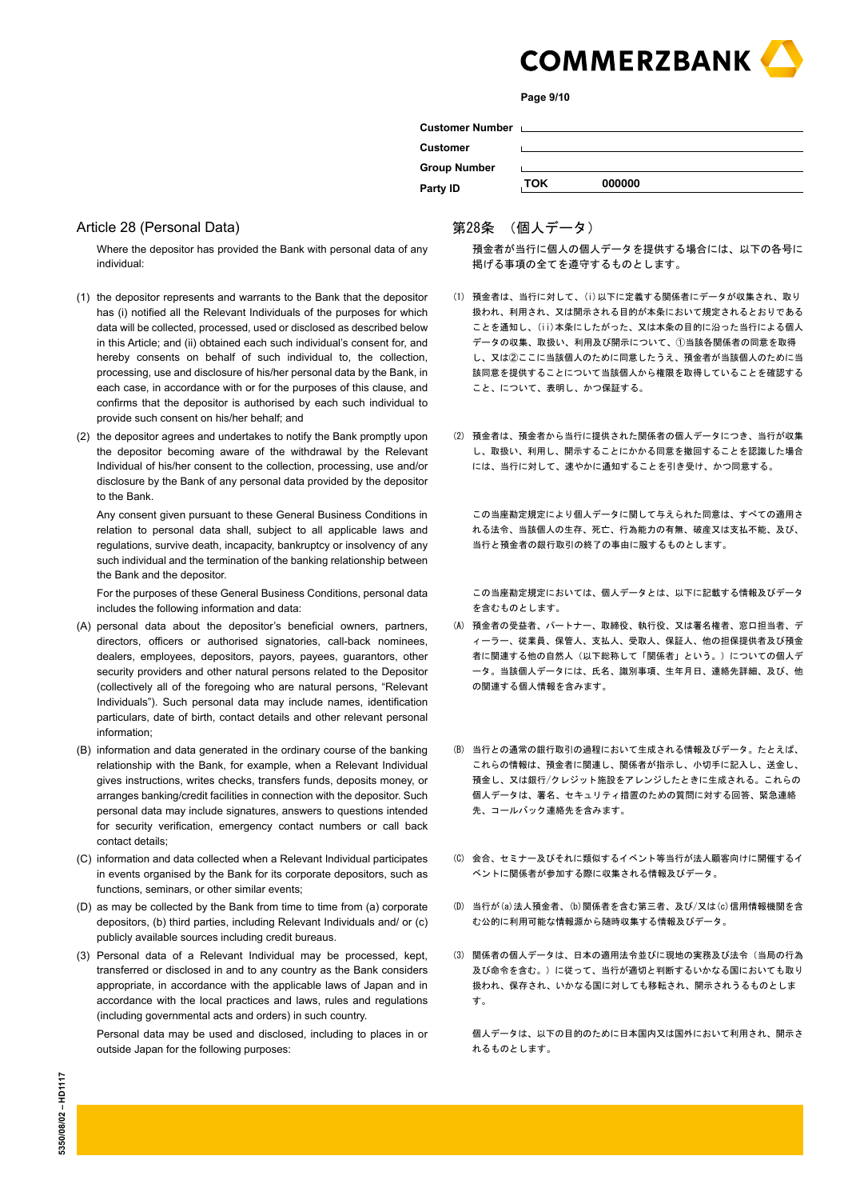| Customer Number | |
|---|---|
| Customer | |
| Group Number | |
| Party ID | TOK 000000 |

## Article 28 (Personal Data)

Where the depositor has provided the Bank with personal data of any individual:

(1) the depositor represents and warrants to the Bank that the depositor has (i) notified all the Relevant Individuals of the purposes for which data will be collected, processed, used or disclosed as described below in this Article; and (ii) obtained each such individual's consent for, and hereby consents on behalf of such individual to, the collection, processing, use and disclosure of his/her personal data by the Bank, in each case, in accordance with or for the purposes of this clause, and confirms that the depositor is authorised by each such individual to provide such consent on his/her behalf; and

(2) the depositor agrees and undertakes to notify the Bank promptly upon the depositor becoming aware of the withdrawal by the Relevant Individual of his/her consent to the collection, processing, use and/or disclosure by the Bank of any personal data provided by the depositor to the Bank.

Any consent given pursuant to these General Business Conditions in relation to personal data shall, subject to all applicable laws and regulations, survive death, incapacity, bankruptcy or insolvency of any such individual and the termination of the banking relationship between the Bank and the depositor.

For the purposes of these General Business Conditions, personal data includes the following information and data:

(A) personal data about the depositor's beneficial owners, partners, directors, officers or authorised signatories, call-back nominees, dealers, employees, depositors, payors, payees, guarantors, other security providers and other natural persons related to the Depositor (collectively all of the foregoing who are natural persons, "Relevant Individuals"). Such personal data may include names, identification particulars, date of birth, contact details and other relevant personal information;

(B) information and data generated in the ordinary course of the banking relationship with the Bank, for example, when a Relevant Individual gives instructions, writes checks, transfers funds, deposits money, or arranges banking/credit facilities in connection with the depositor. Such personal data may include signatures, answers to questions intended for security verification, emergency contact numbers or call back contact details;

(C) information and data collected when a Relevant Individual participates in events organised by the Bank for its corporate depositors, such as functions, seminars, or other similar events;

(D) as may be collected by the Bank from time to time from (a) corporate depositors, (b) third parties, including Relevant Individuals and/ or (c) publicly available sources including credit bureaus.

(3) Personal data of a Relevant Individual may be processed, kept, transferred or disclosed in and to any country as the Bank considers appropriate, in accordance with the applicable laws of Japan and in accordance with the local practices and laws, rules and regulations (including governmental acts and orders) in such country.

Personal data may be used and disclosed, including to places in or outside Japan for the following purposes:

## 第28条　（個人データ）

預金者が当行に個人の個人データを提供する場合には、以下の各号に掲げる事項の全てを遵守するものとします。

⑴ 預金者は、当行に対して、(i)以下に定義する関係者にデータが収集され、取り扱われ、利用され、又は開示される目的が本条において規定されるとおりであることを通知し、(ii)本条にしたがった、又は本条の目的に沿った当行による個人データの収集、取扱い、利用及び開示について、①当該各関係者の同意を取得し、又は②ここに当該個人のために同意したうえ、預金者が当該個人のために当該同意を提供することについて当該個人から権限を取得していることを確認すること、について、表明し、かつ保証する。

⑵ 預金者は、預金者から当行に提供された関係者の個人データにつき、当行が収集し、取扱い、利用し、開示することにかかる同意を撤回することを認識した場合には、当行に対して、速やかに通知することを引き受け、かつ同意する。

この当座勘定規定により個人データに関して与えられた同意は、すべての適用される法令、当該個人の生存、死亡、行為能力の有無、破産又は支払不能、及び、当行と預金者の銀行取引の終了の事由に服するものとします。

この当座勘定規定においては、個人データとは、以下に記載する情報及びデータを含むものとします。

(A) 預金者の受益者、パートナー、取締役、執行役、又は署名権者、窓口担当者、ディーラー、従業員、保管人、支払人、受取人、保証人、他の担保提供者及び預金者に関連する他の自然人（以下総称して「関係者」という。）についての個人データ。当該個人データには、氏名、識別事項、生年月日、連絡先詳細、及び、他の関連する個人情報を含みます。

(B) 当行との通常の銀行取引の過程において生成される情報及びデータ。たとえば、これらの情報は、預金者に関連し、関係者が指示し、小切手に記入し、送金し、預金し、又は銀行/クレジット施設をアレンジしたときに生成される。これらの個人データは、署名、セキュリティ措置のための質問に対する回答、緊急連絡先、コールバック連絡先を含みます。

(C) 会合、セミナー及びそれに類似するイベント等当行が法人顧客向けに開催するイベントに関係者が参加する際に収集される情報及びデータ。

(D) 当行が(a)法人預金者、(b)関係者を含む第三者、及び/又は(c)信用情報機関を含む公的に利用可能な情報源から随時収集する情報及びデータ。

⑶ 関係者の個人データは、日本の適用法令並びに現地の実務及び法令（当局の行為及び命令を含む。）に従って、当行が適切と判断するいかなる国においても取り扱われ、保存され、いかなる国に対しても移転され、開示されうるものとします。

個人データは、以下の目的のために日本国内又は国外において利用され、開示されるものとします。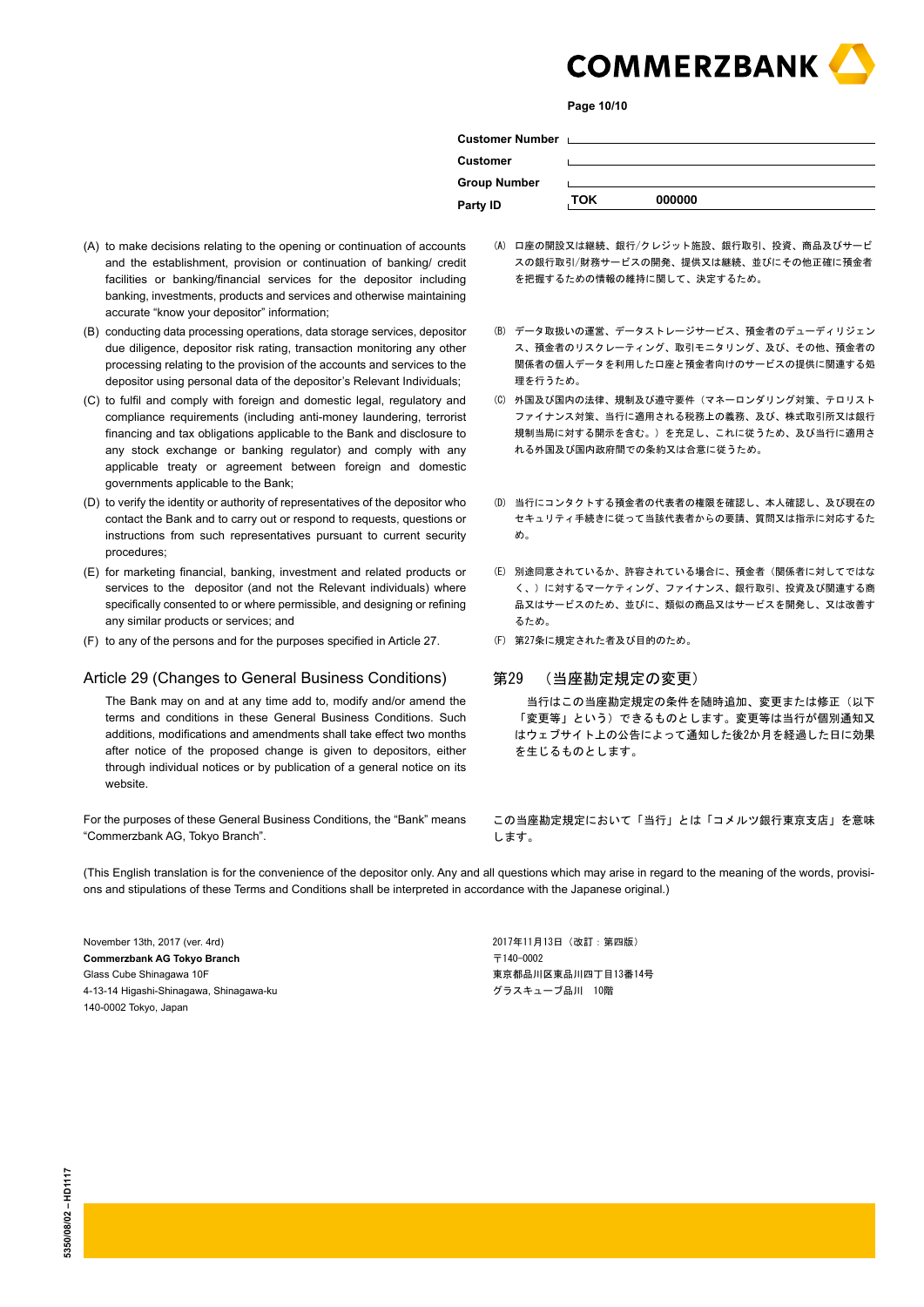| | |
|---|---|
| **Customer Number** | |
| **Customer** | |
| **Group Number** | |
| **Party ID** | TOK 000000 |

(A) to make decisions relating to the opening or continuation of accounts and the establishment, provision or continuation of banking/ credit facilities or banking/financial services for the depositor including banking, investments, products and services and otherwise maintaining accurate "know your depositor" information;

(B) conducting data processing operations, data storage services, depositor due diligence, depositor risk rating, transaction monitoring any other processing relating to the provision of the accounts and services to the depositor using personal data of the depositor's Relevant Individuals;

(C) to fulfil and comply with foreign and domestic legal, regulatory and compliance requirements (including anti-money laundering, terrorist financing and tax obligations applicable to the Bank and disclosure to any stock exchange or banking regulator) and comply with any applicable treaty or agreement between foreign and domestic governments applicable to the Bank;

(D) to verify the identity or authority of representatives of the depositor who contact the Bank and to carry out or respond to requests, questions or instructions from such representatives pursuant to current security procedures;

(E) for marketing financial, banking, investment and related products or services to the depositor (and not the Relevant individuals) where specifically consented to or where permissible, and designing or refining any similar products or services; and

(F) to any of the persons and for the purposes specified in Article 27.

(A) 口座の開設又は継続、銀行/クレジット施設、銀行取引、投資、商品及びサービスの銀行取引/財務サービスの開発、提供又は継続、並びにその他正確に預金者を把握するための情報の維持に関して、決定するため。

(B) データ取扱いの運営、データストレージサービス、預金者のデューディリジェンス、預金者のリスクレーティング、取引モニタリング、及び、その他、預金者の関係者の個人データを利用した口座と預金者向けのサービスの提供に関連する処理を行うため。

(C) 外国及び国内の法律、規制及び遵守要件（マネーロンダリング対策、テロリストファイナンス対策、当行に適用される税務上の義務、及び、株式取引所又は銀行規制当局に対する開示を含む。）を充足し、これに従うため、及び当行に適用される外国及び国内政府間での条約又は合意に従うため。

(D) 当行にコンタクトする預金者の代表者の権限を確認し、本人確認し、及び現在のセキュリティ手続きに従って当該代表者からの要請、質問又は指示に対応するため。

(E) 別途同意されているか、許容されている場合に、預金者（関係者に対してではなく、）に対するマーケティング、ファイナンス、銀行取引、投資及び関連する商品又はサービスのため、並びに、類似の商品又はサービスを開発し、又は改善するため。

(F) 第27条に規定された者及び目的のため。

## Article 29 (Changes to General Business Conditions)

The Bank may on and at any time add to, modify and/or amend the terms and conditions in these General Business Conditions. Such additions, modifications and amendments shall take effect two months after notice of the proposed change is given to depositors, either through individual notices or by publication of a general notice on its website.

## 第29 （当座勘定規定の変更）

当行はこの当座勘定規定の条件を随時追加、変更または修正（以下「変更等」という）できるものとします。変更等は当行が個別通知又はウェブサイト上の公告によって通知した後2か月を経過した日に効果を生じるものとします。

For the purposes of these General Business Conditions, the "Bank" means "Commerzbank AG, Tokyo Branch".

この当座勘定規定において「当行」とは「コメルツ銀行東京支店」を意味します。

(This English translation is for the convenience of the depositor only. Any and all questions which may arise in regard to the meaning of the words, provisions and stipulations of these Terms and Conditions shall be interpreted in accordance with the Japanese original.)

November 13th, 2017 (ver. 4rd)
**Commerzbank AG Tokyo Branch**
Glass Cube Shinagawa 10F
4-13-14 Higashi-Shinagawa, Shinagawa-ku
140-0002 Tokyo, Japan

2017年11月13日（改訂：第四版）
〒140-0002
東京都品川区東品川四丁目13番14号
グラスキューブ品川　10階

5350/08/02 – HD1117